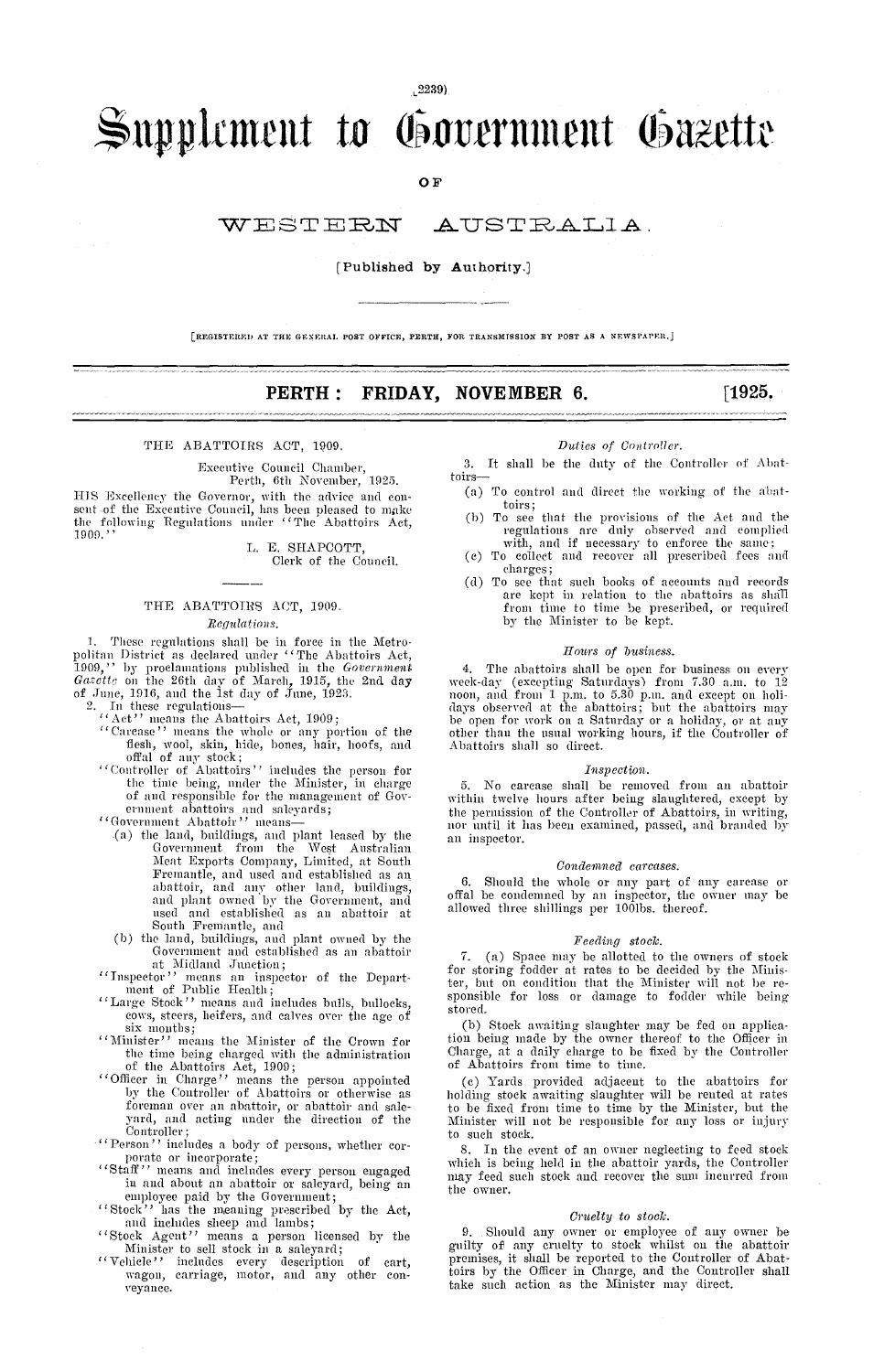# Supplement to Government Gazette

OF

# WESTERN AUSTRALIA.

[Published by Authority.]

[REGISTERED AT THE GENERAL POST OFFICE, PERTH, FOR TRANSMISSION BY POST AS A NEWSPAPER.]

## PERTH: FRIDAY, NOVEMBER 6. [1925.

### THE ABATTOIRS ACT, 1909.

Executive Council Chamber,
Perth, 6th November, 1925.

HIS Excellency the Governor, with the advice and consent of the Executive Council, has been pleased to make the following Regulations under "The Abattoirs Act, 1909."

L. E. SHAPCOTT,
Clerk of the Council.

---

### THE ABATTOIRS ACT, 1909.

*Regulations.*

1. These regulations shall be in force in the Metropolitan District as declared under "The Abattoirs Act, 1909," by proclamations published in the *Government Gazette* on the 26th day of March, 1915, the 2nd day of June, 1916, and the 1st day of June, 1923.

2. In these regulations—

"Act" means the Abattoirs Act, 1909;

"Carcase" means the whole or any portion of the flesh, wool, skin, hide, bones, hair, hoofs, and offal of any stock;

"Controller of Abattoirs" includes the person for the time being, under the Minister, in charge of and responsible for the management of Government abattoirs and saleyards;

"Government Abattoir" means—

(a) the land, buildings, and plant leased by the Government from the West Australian Meat Exports Company, Limited, at South Fremantle, and used and established as an abattoir, and any other land, buildings, and plant owned by the Government, and used and established as an abattoir at South Fremantle, and

(b) the land, buildings, and plant owned by the Government and established as an abattoir at Midland Junction;

"Inspector" means an inspector of the Department of Public Health;

"Large Stock" means and includes bulls, bullocks, cows, steers, heifers, and calves over the age of six months;

"Minister" means the Minister of the Crown for the time being charged with the administration of the Abattoirs Act, 1909;

"Officer in Charge" means the person appointed by the Controller of Abattoirs or otherwise as foreman over an abattoir, or abattoir and saleyard, and acting under the direction of the Controller;

"Person" includes a body of persons, whether corporate or incorporate;

"Staff" means and includes every person engaged in and about an abattoir or saleyard, being an employee paid by the Government;

"Stock" has the meaning prescribed by the Act, and includes sheep and lambs;

"Stock Agent" means a person licensed by the Minister to sell stock in a saleyard;

"Vehicle" includes every description of cart, wagon, carriage, motor, and any other conveyance.

*Duties of Controller.*

3. It shall be the duty of the Controller of Abattoirs—

(a) To control and direct the working of the abattoirs;

(b) To see that the provisions of the Act and the regulations are duly observed and complied with, and if necessary to enforce the same;

(c) To collect and recover all prescribed fees and charges;

(d) To see that such books of accounts and records are kept in relation to the abattoirs as shall from time to time be prescribed, or required by the Minister to be kept.

*Hours of business.*

4. The abattoirs shall be open for business on every week-day (excepting Saturdays) from 7.30 a.m. to 12 noon, and from 1 p.m. to 5.30 p.m. and except on holidays observed at the abattoirs; but the abattoirs may be open for work on a Saturday or a holiday, or at any other than the usual working hours, if the Controller of Abattoirs shall so direct.

*Inspection.*

5. No carcase shall be removed from an abattoir within twelve hours after being slaughtered, except by the permission of the Controller of Abattoirs, in writing, nor until it has been examined, passed, and branded by an inspector.

*Condemned carcases.*

6. Should the whole or any part of any carcase or offal be condemned by an inspector, the owner may be allowed three shillings per 100lbs. thereof.

*Feeding stock.*

7. (a) Space may be allotted to the owners of stock for storing fodder at rates to be decided by the Minister, but on condition that the Minister will not be responsible for loss or damage to fodder while being stored.

(b) Stock awaiting slaughter may be fed on application being made by the owner thereof to the Officer in Charge, at a daily charge to be fixed by the Controller of Abattoirs from time to time.

(c) Yards provided adjacent to the abattoirs for holding stock awaiting slaughter will be rented at rates to be fixed from time to time by the Minister, but the Minister will not be responsible for any loss or injury to such stock.

8. In the event of an owner neglecting to feed stock which is being held in the abattoir yards, the Controller may feed such stock and recover the sum incurred from the owner.

*Cruelty to stock.*

9. Should any owner or employee of any owner be guilty of any cruelty to stock whilst on the abattoir premises, it shall be reported to the Controller of Abattoirs by the Officer in Charge, and the Controller shall take such action as the Minister may direct.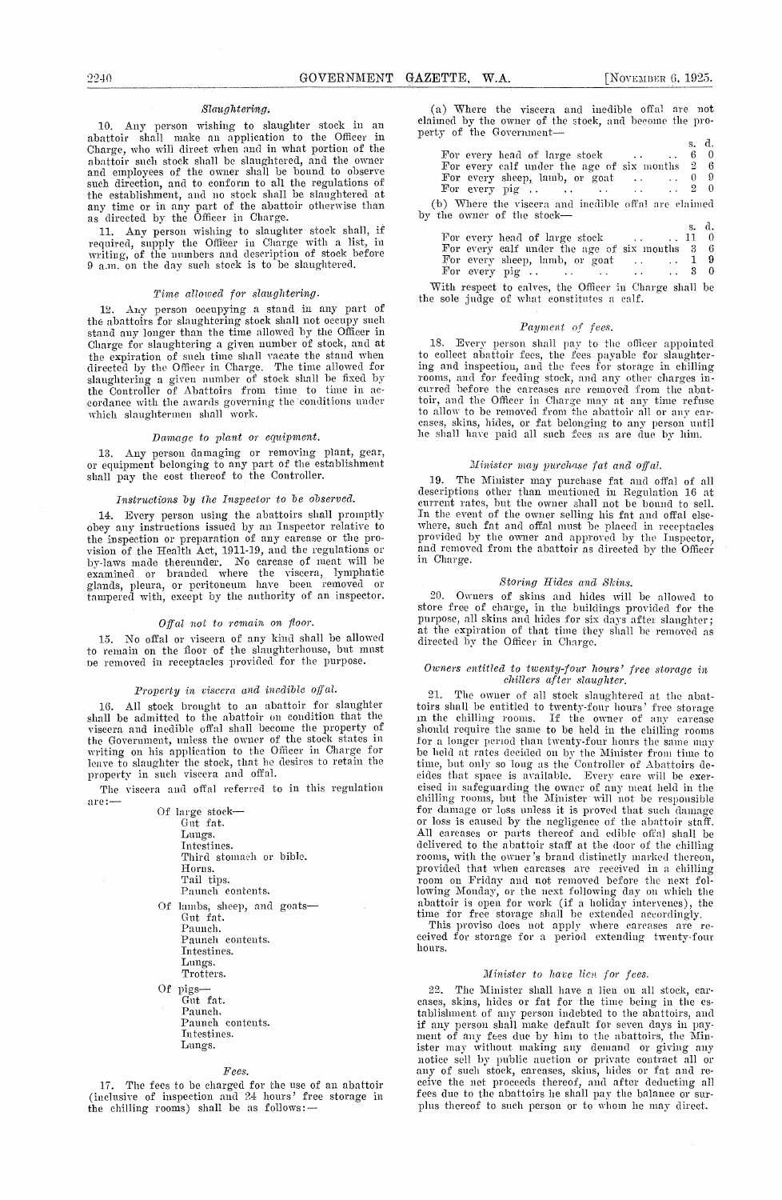### *Slaughtering.*

10. Any person wishing to slaughter stock in an abattoir shall make an application to the Officer in Charge, who will direct when and in what portion of the abattoir such stock shall be slaughtered, and the owner and employees of the owner shall be bound to observe such direction, and to conform to all the regulations of the establishment, and no stock shall be slaughtered at any time or in any part of the abattoir otherwise than as directed by the Officer in Charge.

11. Any person wishing to slaughter stock shall, if required, supply the Officer in Charge with a list, in writing, of the numbers and description of stock before 9 a.m. on the day such stock is to be slaughtered.

### *Time allowed for slaughtering.*

12. Any person occupying a stand in any part of the abattoirs for slaughtering stock shall not occupy such stand any longer than the time allowed by the Officer in Charge for slaughtering a given number of stock, and at the expiration of such time shall vacate the stand when directed by the Officer in Charge. The time allowed for slaughtering a given number of stock shall be fixed by the Controller of Abattoirs from time to time in accordance with the awards governing the conditions under which slaughtermen shall work.

### *Damage to plant or equipment.*

13. Any person damaging or removing plant, gear, or equipment belonging to any part of the establishment shall pay the cost thereof to the Controller.

### *Instructions by the Inspector to be observed.*

14. Every person using the abattoirs shall promptly obey any instructions issued by an Inspector relative to the inspection or preparation of any carcase or the provision of the Health Act, 1911-19, and the regulations or by-laws made thereunder. No carcase of meat will be examined or branded where the viscera, lymphatic glands, pleura, or peritoneum have been removed or tampered with, except by the authority of an inspector.

### *Offal not to remain on floor.*

15. No offal or viscera of any kind shall be allowed to remain on the floor of the slaughterhouse, but must be removed in receptacles provided for the purpose.

### *Property in viscera and inedible offal.*

16. All stock brought to an abattoir for slaughter shall be admitted to the abattoir on condition that the viscera and inedible offal shall become the property of the Government, unless the owner of the stock states in writing on his application to the Officer in Charge for leave to slaughter the stock, that he desires to retain the property in such viscera and offal.

The viscera and offal referred to in this regulation are:—

Of large stock—
- Gut fat.
- Lungs.
- Intestines.
- Third stomach or bible.
- Horns.
- Tail tips.
- Paunch contents.

Of lambs, sheep, and goats—
- Gut fat.
- Paunch.
- Paunch contents.
- Intestines.
- Lungs.
- Trotters.

Of pigs—
- Gut fat.
- Paunch.
- Paunch contents.
- Intestines.
- Lungs.

### *Fees.*

17. The fees to be charged for the use of an abattoir (inclusive of inspection and 24 hours' free storage in the chilling rooms) shall be as follows:—

(a) Where the viscera and inedible offal are not claimed by the owner of the stock, and become the property of the Government—

| | s. | d. |
|---|---|---|
| For every head of large stock .. .. | 6 | 0 |
| For every calf under the age of six months | 2 | 6 |
| For every sheep, lamb, or goat .. .. | 0 | 9 |
| For every pig .. .. .. .. .. | 2 | 0 |

(b) Where the viscera and inedible offal are claimed by the owner of the stock—

| | s. | d. |
|---|---|---|
| For every head of large stock .. .. | 11 | 0 |
| For every calf under the age of six months | 3 | 6 |
| For every sheep, lamb, or goat .. .. | 1 | 9 |
| For every pig .. .. .. .. .. | 3 | 0 |

With respect to calves, the Officer in Charge shall be the sole judge of what constitutes a calf.

### *Payment of fees.*

18. Every person shall pay to the officer appointed to collect abattoir fees, the fees payable for slaughtering and inspection, and the fees for storage in chilling rooms, and for feeding stock, and any other charges incurred before the carcases are removed from the abattoir, and the Officer in Charge may at any time refuse to allow to be removed from the abattoir all or any carcases, skins, hides, or fat belonging to any person until he shall have paid all such fees as are due by him.

### *Minister may purchase fat and offal.*

19. The Minister may purchase fat and offal of all descriptions other than mentioned in Regulation 16 at current rates, but the owner shall not be bound to sell. In the event of the owner selling his fat and offal elsewhere, such fat and offal must be placed in receptacles provided by the owner and approved by the Inspector, and removed from the abattoir as directed by the Officer in Charge.

### *Storing Hides and Skins.*

20. Owners of skins and hides will be allowed to store free of charge, in the buildings provided for the purpose, all skins and hides for six days after slaughter; at the expiration of that time they shall be removed as directed by the Officer in Charge.

### *Owners entitled to twenty-four hours' free storage in chillers after slaughter.*

21. The owner of all stock slaughtered at the abattoirs shall be entitled to twenty-four hours' free storage in the chilling rooms. If the owner of any carcase should require the same to be held in the chilling rooms for a longer period than twenty-four hours the same may be held at rates decided on by the Minister from time to time, but only so long as the Controller of Abattoirs decides that space is available. Every care will be exercised in safeguarding the owner of any meat held in the chilling rooms, but the Minister will not be responsible for damage or loss unless it is proved that such damage or loss is caused by the negligence of the abattoir staff. All carcases or parts thereof and edible offal shall be delivered to the abattoir staff at the door of the chilling rooms, with the owner's brand distinctly marked thereon, provided that when carcases are received in a chilling room on Friday and not removed before the next following Monday, or the next following day on which the abattoir is open for work (if a holiday intervenes), the time for free storage shall be extended accordingly.

This proviso does not apply where carcases are received for storage for a period extending twenty-four hours.

### *Minister to have lien for fees.*

22. The Minister shall have a lien on all stock, carcases, skins, hides or fat for the time being in the establishment of any person indebted to the abattoirs, and if any person shall make default for seven days in payment of any fees due by him to the abattoirs, the Minister may without making any demand or giving any notice sell by public auction or private contract all or any of such stock, carcases, skins, hides or fat and receive the net proceeds thereof, and after deducting all fees due to the abattoirs he shall pay the balance or surplus thereof to such person or to whom he may direct.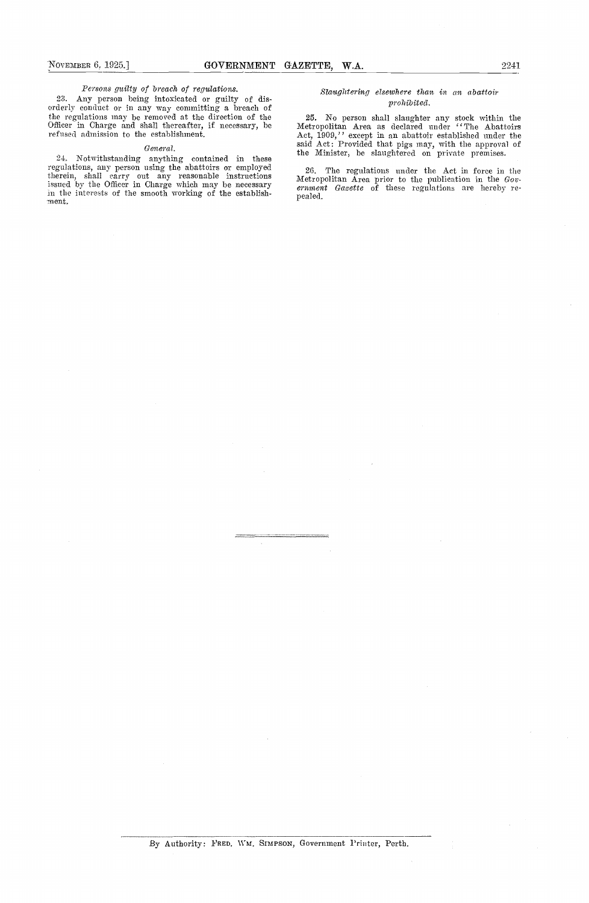*Persons guilty of breach of regulations.*

23. Any person being intoxicated or guilty of disorderly conduct or in any way committing a breach of the regulations may be removed at the direction of the Officer in Charge and shall thereafter, if necessary, be refused admission to the establishment.

*General.*

24. Notwithstanding anything contained in these regulations, any person using the abattoirs or employed therein, shall carry out any reasonable instructions issued by the Officer in Charge which may be necessary in the interests of the smooth working of the establishment.

*Slaughtering elsewhere than in an abattoir prohibited.*

25. No person shall slaughter any stock within the Metropolitan Area as declared under "The Abattoirs Act, 1909," except in an abattoir established under the said Act: Provided that pigs may, with the approval of the Minister, be slaughtered on private premises.

26. The regulations under the Act in force in the Metropolitan Area prior to the publication in the *Government Gazette* of these regulations are hereby repealed.

---

By Authority: FRED. WM. SIMPSON, Government Printer, Perth.